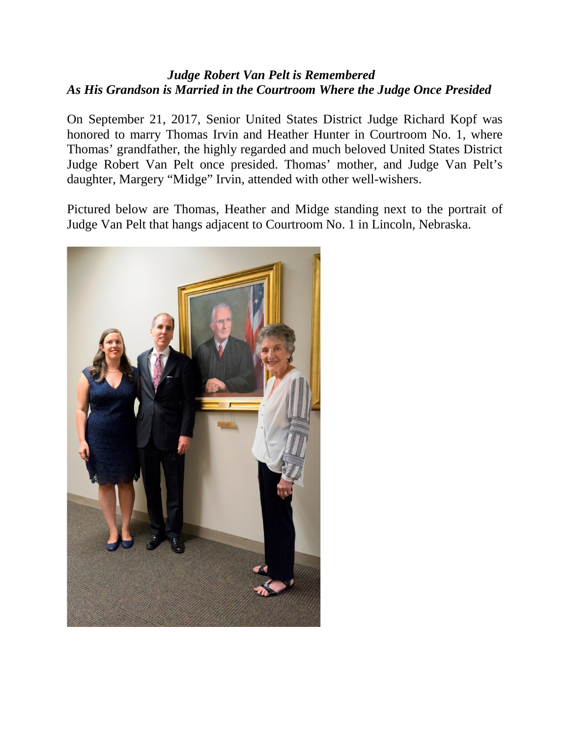***Judge Robert Van Pelt is Remembered***
***As His Grandson is Married in the Courtroom Where the Judge Once Presided***

On September 21, 2017, Senior United States District Judge Richard Kopf was honored to marry Thomas Irvin and Heather Hunter in Courtroom No. 1, where Thomas' grandfather, the highly regarded and much beloved United States District Judge Robert Van Pelt once presided. Thomas' mother, and Judge Van Pelt's daughter, Margery "Midge" Irvin, attended with other well-wishers.

Pictured below are Thomas, Heather and Midge standing next to the portrait of Judge Van Pelt that hangs adjacent to Courtroom No. 1 in Lincoln, Nebraska.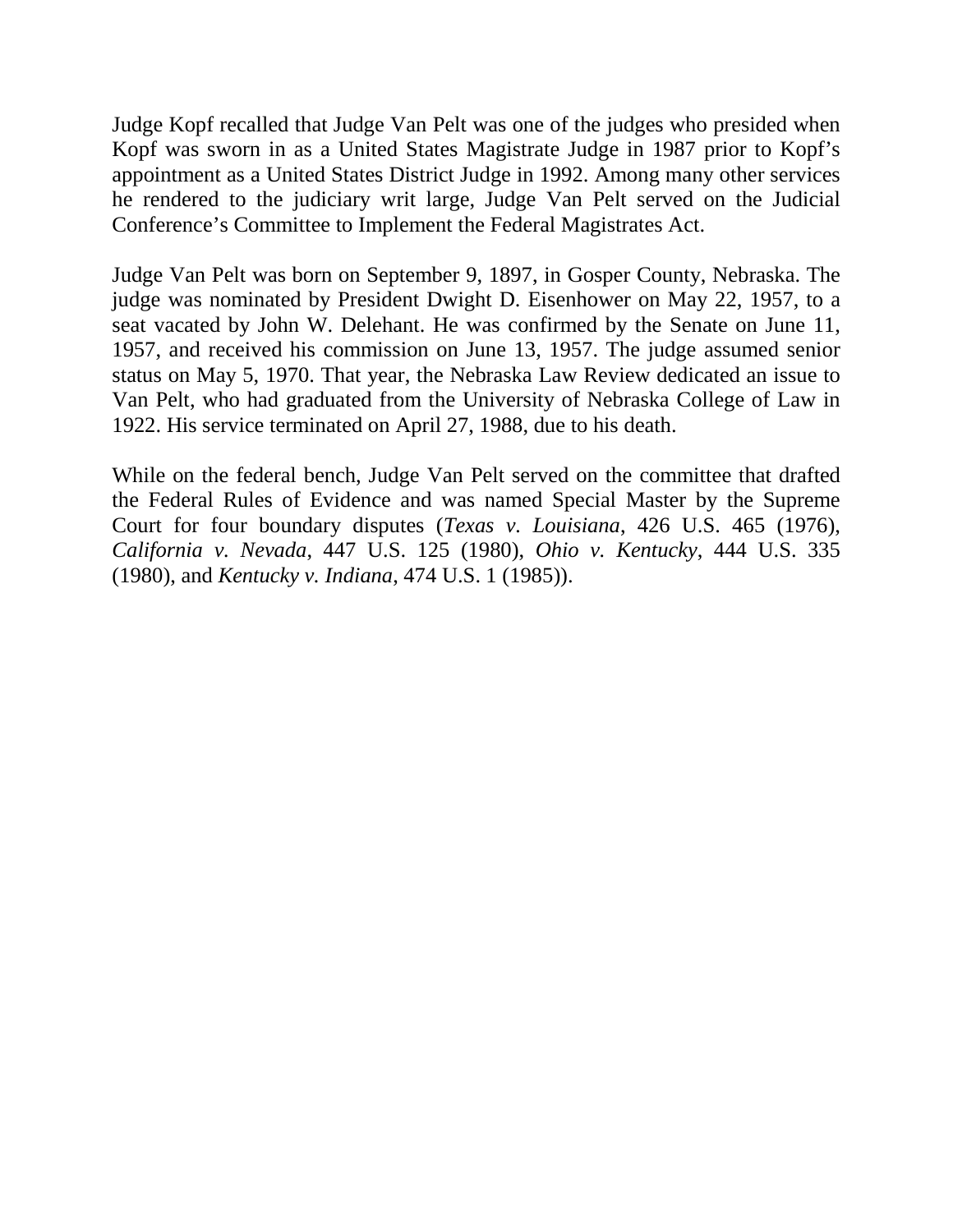Judge Kopf recalled that Judge Van Pelt was one of the judges who presided when Kopf was sworn in as a United States Magistrate Judge in 1987 prior to Kopf's appointment as a United States District Judge in 1992. Among many other services he rendered to the judiciary writ large, Judge Van Pelt served on the Judicial Conference's Committee to Implement the Federal Magistrates Act.

Judge Van Pelt was born on September 9, 1897, in Gosper County, Nebraska. The judge was nominated by President Dwight D. Eisenhower on May 22, 1957, to a seat vacated by John W. Delehant. He was confirmed by the Senate on June 11, 1957, and received his commission on June 13, 1957. The judge assumed senior status on May 5, 1970. That year, the Nebraska Law Review dedicated an issue to Van Pelt, who had graduated from the University of Nebraska College of Law in 1922. His service terminated on April 27, 1988, due to his death.

While on the federal bench, Judge Van Pelt served on the committee that drafted the Federal Rules of Evidence and was named Special Master by the Supreme Court for four boundary disputes (*Texas v. Louisiana*, 426 U.S. 465 (1976), *California v. Nevada*, 447 U.S. 125 (1980), *Ohio v. Kentucky*, 444 U.S. 335 (1980), and *Kentucky v. Indiana*, 474 U.S. 1 (1985)).